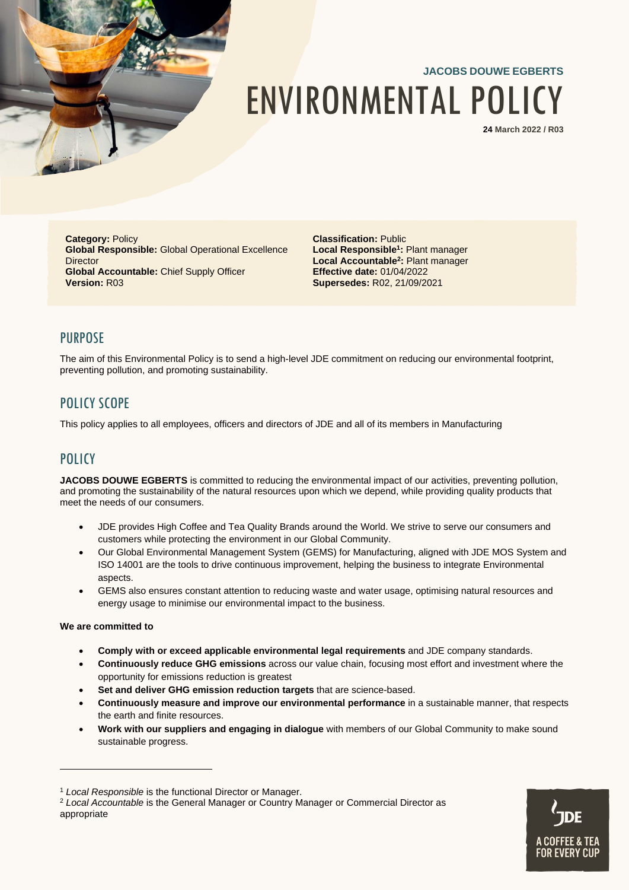**JACOBS DOUWE EGBERTS**

# ENVIRONMENTAL POLICY

**24 March 2022 / R03**

**Category:** Policy
**Global Responsible:** Global Operational Excellence Director
**Global Accountable:** Chief Supply Officer
**Version:** R03

**Classification:** Public
**Local Responsible[1]:** Plant manager
**Local Accountable[2]:** Plant manager
**Effective date:** 01/04/2022
**Supersedes:** R02, 21/09/2021

## PURPOSE

The aim of this Environmental Policy is to send a high-level JDE commitment on reducing our environmental footprint, preventing pollution, and promoting sustainability.

## POLICY SCOPE

This policy applies to all employees, officers and directors of JDE and all of its members in Manufacturing

## POLICY

**JACOBS DOUWE EGBERTS** is committed to reducing the environmental impact of our activities, preventing pollution, and promoting the sustainability of the natural resources upon which we depend, while providing quality products that meet the needs of our consumers.

- JDE provides High Coffee and Tea Quality Brands around the World. We strive to serve our consumers and customers while protecting the environment in our Global Community.
- Our Global Environmental Management System (GEMS) for Manufacturing, aligned with JDE MOS System and ISO 14001 are the tools to drive continuous improvement, helping the business to integrate Environmental aspects.
- GEMS also ensures constant attention to reducing waste and water usage, optimising natural resources and energy usage to minimise our environmental impact to the business.

**We are committed to**

- **Comply with or exceed applicable environmental legal requirements** and JDE company standards.
- **Continuously reduce GHG emissions** across our value chain, focusing most effort and investment where the opportunity for emissions reduction is greatest
- **Set and deliver GHG emission reduction targets** that are science-based.
- **Continuously measure and improve our environmental performance** in a sustainable manner, that respects the earth and finite resources.
- **Work with our suppliers and engaging in dialogue** with members of our Global Community to make sound sustainable progress.

---

[1] *Local Responsible* is the functional Director or Manager.

[2] *Local Accountable* is the General Manager or Country Manager or Commercial Director as appropriate

JDE
A COFFEE & TEA FOR EVERY CUP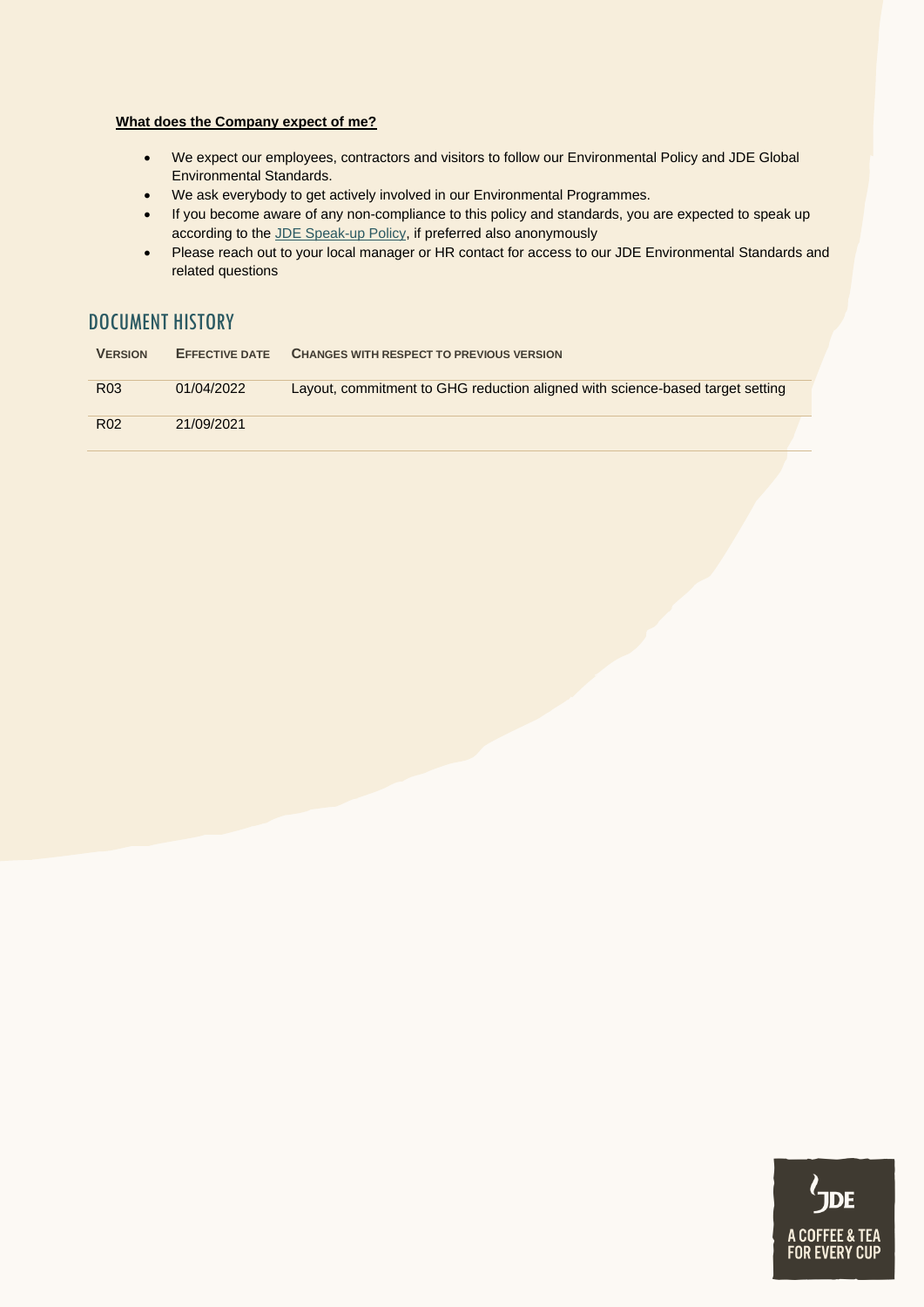**What does the Company expect of me?**

- We expect our employees, contractors and visitors to follow our Environmental Policy and JDE Global Environmental Standards.
- We ask everybody to get actively involved in our Environmental Programmes.
- If you become aware of any non-compliance to this policy and standards, you are expected to speak up according to the JDE Speak-up Policy, if preferred also anonymously
- Please reach out to your local manager or HR contact for access to our JDE Environmental Standards and related questions

## DOCUMENT HISTORY

| VERSION | EFFECTIVE DATE | CHANGES WITH RESPECT TO PREVIOUS VERSION |
|---|---|---|
| R03 | 01/04/2022 | Layout, commitment to GHG reduction aligned with science-based target setting |
| R02 | 21/09/2021 | |

JDE
A COFFEE & TEA FOR EVERY CUP